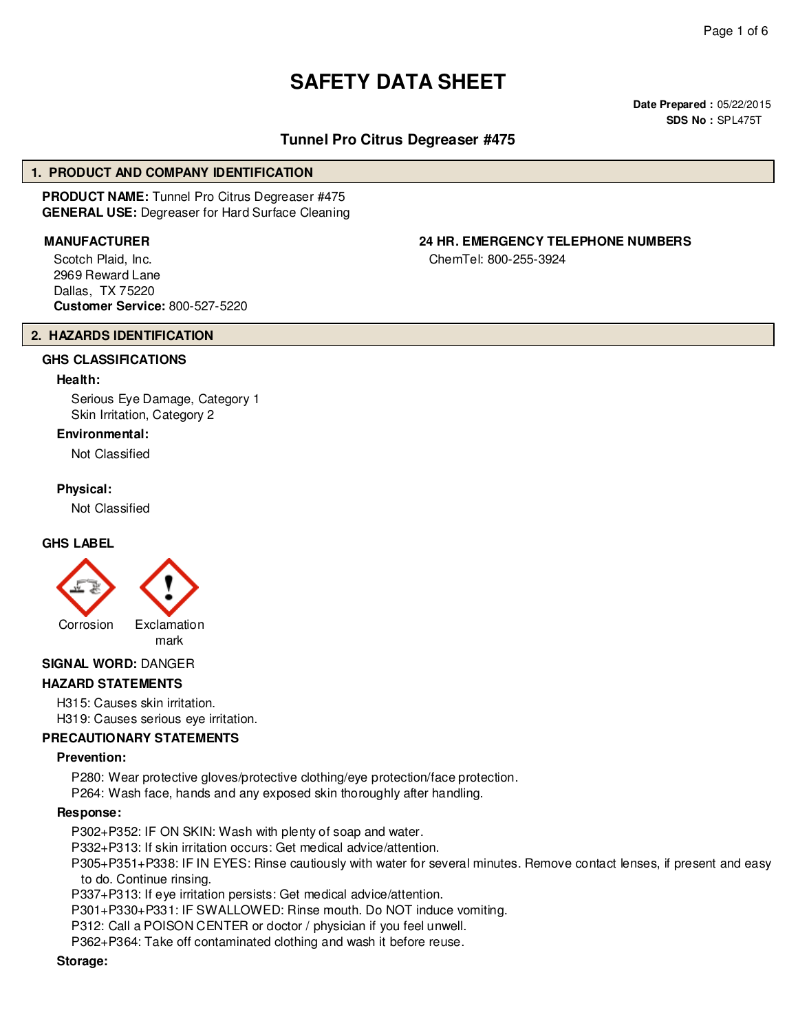# SAFETY DATA SHEET

**Date Prepared :** 05/22/2015
**SDS No :** SPL475T

## Tunnel Pro Citrus Degreaser #475

## 1. PRODUCT AND COMPANY IDENTIFICATION

**PRODUCT NAME:** Tunnel Pro Citrus Degreaser #475
**GENERAL USE:** Degreaser for Hard Surface Cleaning

**MANUFACTURER**

Scotch Plaid, Inc.
2969 Reward Lane
Dallas, TX 75220
**Customer Service:** 800-527-5220

**24 HR. EMERGENCY TELEPHONE NUMBERS**

ChemTel: 800-255-3924

## 2. HAZARDS IDENTIFICATION

**GHS CLASSIFICATIONS**

**Health:**

Serious Eye Damage, Category 1
Skin Irritation, Category 2

**Environmental:**

Not Classified

**Physical:**

Not Classified

**GHS LABEL**

Corrosion

Exclamation mark

**SIGNAL WORD:** DANGER

**HAZARD STATEMENTS**

H315: Causes skin irritation.
H319: Causes serious eye irritation.

**PRECAUTIONARY STATEMENTS**

**Prevention:**

P280: Wear protective gloves/protective clothing/eye protection/face protection.
P264: Wash face, hands and any exposed skin thoroughly after handling.

**Response:**

P302+P352: IF ON SKIN: Wash with plenty of soap and water.
P332+P313: If skin irritation occurs: Get medical advice/attention.
P305+P351+P338: IF IN EYES: Rinse cautiously with water for several minutes. Remove contact lenses, if present and easy to do. Continue rinsing.
P337+P313: If eye irritation persists: Get medical advice/attention.
P301+P330+P331: IF SWALLOWED: Rinse mouth. Do NOT induce vomiting.
P312: Call a POISON CENTER or doctor / physician if you feel unwell.
P362+P364: Take off contaminated clothing and wash it before reuse.

**Storage:**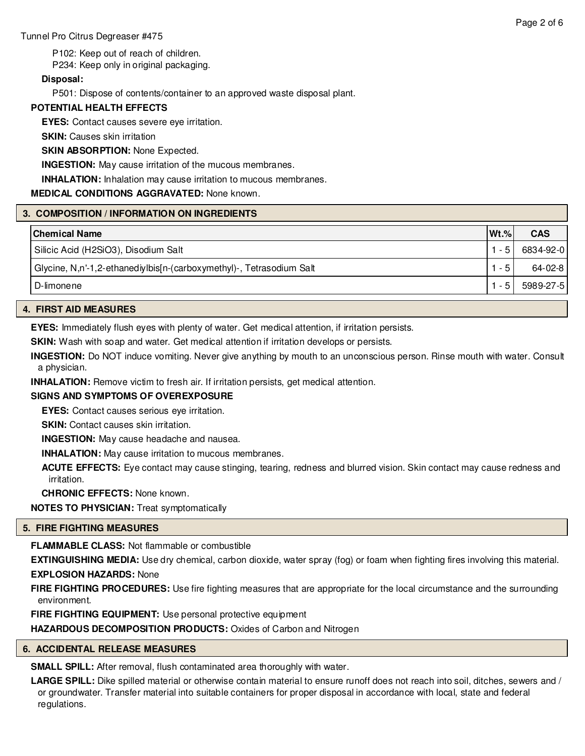P102: Keep out of reach of children.
P234: Keep only in original packaging.

**Disposal:**

P501: Dispose of contents/container to an approved waste disposal plant.

**POTENTIAL HEALTH EFFECTS**

**EYES:** Contact causes severe eye irritation.

**SKIN:** Causes skin irritation

**SKIN ABSORPTION:** None Expected.

**INGESTION:** May cause irritation of the mucous membranes.

**INHALATION:** Inhalation may cause irritation to mucous membranes.

**MEDICAL CONDITIONS AGGRAVATED:** None known.

## 3. COMPOSITION / INFORMATION ON INGREDIENTS

| Chemical Name | Wt.% | CAS |
|---|---|---|
| Silicic Acid (H2SiO3), Disodium Salt | 1 - 5 | 6834-92-0 |
| Glycine, N,n'-1,2-ethanediylbis[n-(carboxymethyl)-, Tetrasodium Salt | 1 - 5 | 64-02-8 |
| D-limonene | 1 - 5 | 5989-27-5 |

## 4. FIRST AID MEASURES

**EYES:** Immediately flush eyes with plenty of water. Get medical attention, if irritation persists.

**SKIN:** Wash with soap and water. Get medical attention if irritation develops or persists.

**INGESTION:** Do NOT induce vomiting. Never give anything by mouth to an unconscious person. Rinse mouth with water. Consult a physician.

**INHALATION:** Remove victim to fresh air. If irritation persists, get medical attention.

**SIGNS AND SYMPTOMS OF OVEREXPOSURE**

**EYES:** Contact causes serious eye irritation.

**SKIN:** Contact causes skin irritation.

**INGESTION:** May cause headache and nausea.

**INHALATION:** May cause irritation to mucous membranes.

**ACUTE EFFECTS:** Eye contact may cause stinging, tearing, redness and blurred vision. Skin contact may cause redness and irritation.

**CHRONIC EFFECTS:** None known.

**NOTES TO PHYSICIAN:** Treat symptomatically

## 5. FIRE FIGHTING MEASURES

**FLAMMABLE CLASS:** Not flammable or combustible

**EXTINGUISHING MEDIA:** Use dry chemical, carbon dioxide, water spray (fog) or foam when fighting fires involving this material.

**EXPLOSION HAZARDS:** None

**FIRE FIGHTING PROCEDURES:** Use fire fighting measures that are appropriate for the local circumstance and the surrounding environment.

**FIRE FIGHTING EQUIPMENT:** Use personal protective equipment

**HAZARDOUS DECOMPOSITION PRODUCTS:** Oxides of Carbon and Nitrogen

## 6. ACCIDENTAL RELEASE MEASURES

**SMALL SPILL:** After removal, flush contaminated area thoroughly with water.

**LARGE SPILL:** Dike spilled material or otherwise contain material to ensure runoff does not reach into soil, ditches, sewers and / or groundwater. Transfer material into suitable containers for proper disposal in accordance with local, state and federal regulations.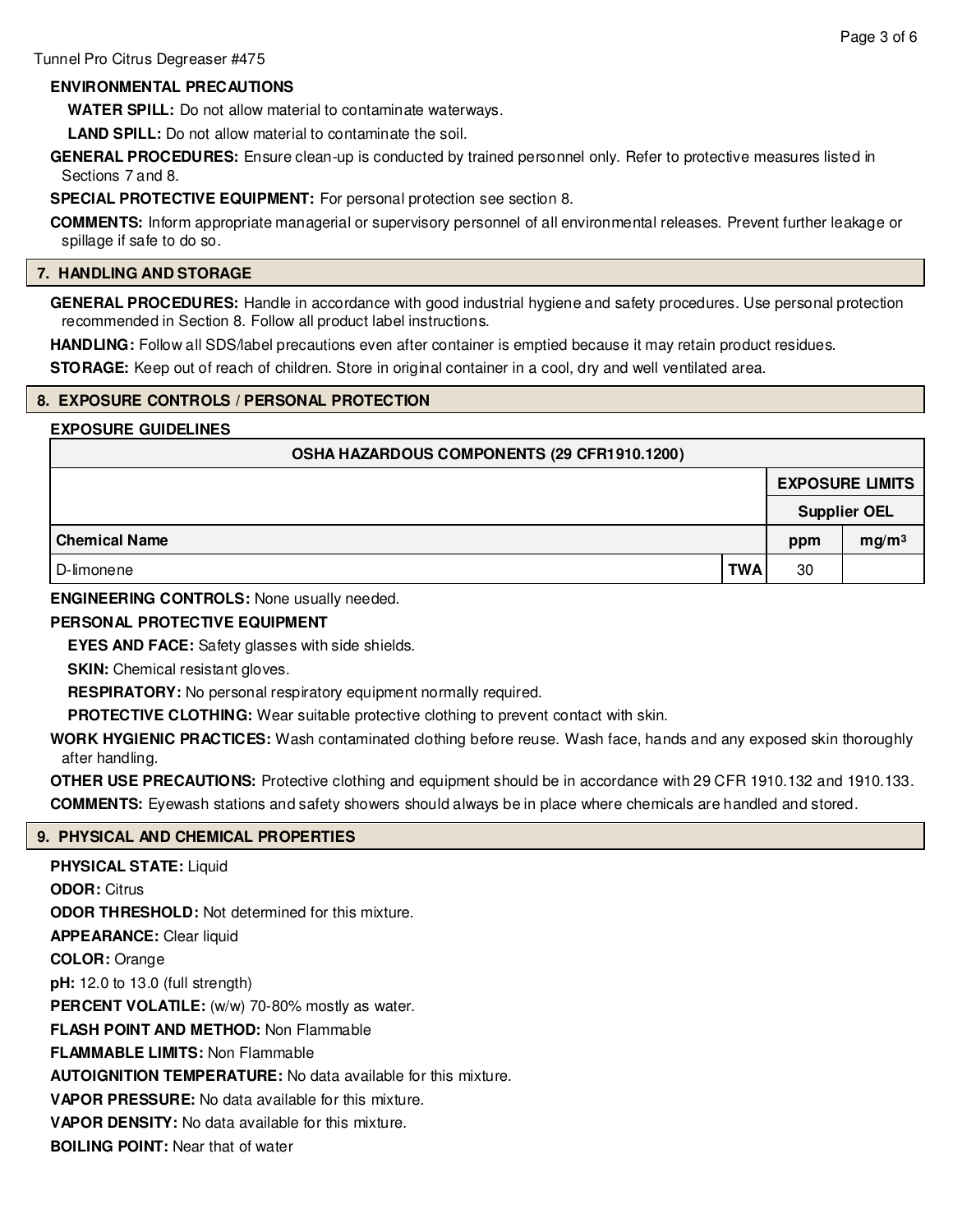**ENVIRONMENTAL PRECAUTIONS**

**WATER SPILL:** Do not allow material to contaminate waterways.

**LAND SPILL:** Do not allow material to contaminate the soil.

**GENERAL PROCEDURES:** Ensure clean-up is conducted by trained personnel only. Refer to protective measures listed in Sections 7 and 8.

**SPECIAL PROTECTIVE EQUIPMENT:** For personal protection see section 8.

**COMMENTS:** Inform appropriate managerial or supervisory personnel of all environmental releases. Prevent further leakage or spillage if safe to do so.

## 7. HANDLING AND STORAGE

**GENERAL PROCEDURES:** Handle in accordance with good industrial hygiene and safety procedures. Use personal protection recommended in Section 8. Follow all product label instructions.

**HANDLING:** Follow all SDS/label precautions even after container is emptied because it may retain product residues.

**STORAGE:** Keep out of reach of children. Store in original container in a cool, dry and well ventilated area.

## 8. EXPOSURE CONTROLS / PERSONAL PROTECTION

**EXPOSURE GUIDELINES**

| OSHA HAZARDOUS COMPONENTS (29 CFR1910.1200) | | | |
|---|---|---|---|
| | | EXPOSURE LIMITS | |
| | | Supplier OEL | |
| **Chemical Name** | | **ppm** | **mg/m³** |
| D-limonene | **TWA** | 30 | |

**ENGINEERING CONTROLS:** None usually needed.

**PERSONAL PROTECTIVE EQUIPMENT**

**EYES AND FACE:** Safety glasses with side shields.

**SKIN:** Chemical resistant gloves.

**RESPIRATORY:** No personal respiratory equipment normally required.

**PROTECTIVE CLOTHING:** Wear suitable protective clothing to prevent contact with skin.

**WORK HYGIENIC PRACTICES:** Wash contaminated clothing before reuse. Wash face, hands and any exposed skin thoroughly after handling.

**OTHER USE PRECAUTIONS:** Protective clothing and equipment should be in accordance with 29 CFR 1910.132 and 1910.133.

**COMMENTS:** Eyewash stations and safety showers should always be in place where chemicals are handled and stored.

## 9. PHYSICAL AND CHEMICAL PROPERTIES

**PHYSICAL STATE:** Liquid

**ODOR:** Citrus

**ODOR THRESHOLD:** Not determined for this mixture.

**APPEARANCE:** Clear liquid

**COLOR:** Orange

**pH:** 12.0 to 13.0 (full strength)

**PERCENT VOLATILE:** (w/w) 70-80% mostly as water.

**FLASH POINT AND METHOD:** Non Flammable

**FLAMMABLE LIMITS:** Non Flammable

**AUTOIGNITION TEMPERATURE:** No data available for this mixture.

**VAPOR PRESSURE:** No data available for this mixture.

**VAPOR DENSITY:** No data available for this mixture.

**BOILING POINT:** Near that of water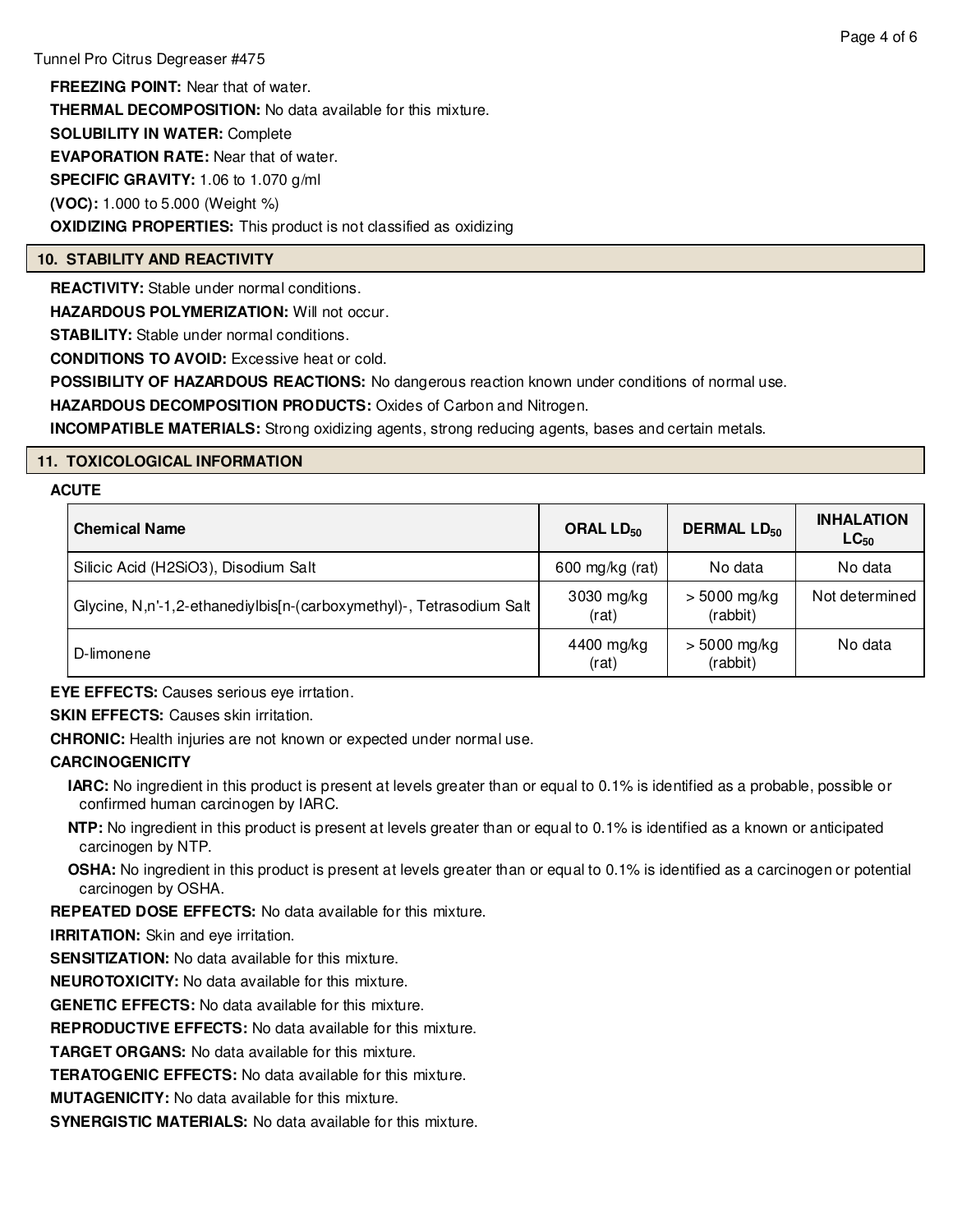**FREEZING POINT:** Near that of water.

**THERMAL DECOMPOSITION:** No data available for this mixture.

**SOLUBILITY IN WATER:** Complete

**EVAPORATION RATE:** Near that of water.

**SPECIFIC GRAVITY:** 1.06 to 1.070 g/ml

**(VOC):** 1.000 to 5.000 (Weight %)

**OXIDIZING PROPERTIES:** This product is not classified as oxidizing

## 10. STABILITY AND REACTIVITY

**REACTIVITY:** Stable under normal conditions.

**HAZARDOUS POLYMERIZATION:** Will not occur.

**STABILITY:** Stable under normal conditions.

**CONDITIONS TO AVOID:** Excessive heat or cold.

**POSSIBILITY OF HAZARDOUS REACTIONS:** No dangerous reaction known under conditions of normal use.

**HAZARDOUS DECOMPOSITION PRODUCTS:** Oxides of Carbon and Nitrogen.

**INCOMPATIBLE MATERIALS:** Strong oxidizing agents, strong reducing agents, bases and certain metals.

## 11. TOXICOLOGICAL INFORMATION

**ACUTE**

| Chemical Name | ORAL $LD_{50}$ | DERMAL $LD_{50}$ | INHALATION $LC_{50}$ |
|---|---|---|---|
| Silicic Acid (H2SiO3), Disodium Salt | 600 mg/kg (rat) | No data | No data |
| Glycine, N,n'-1,2-ethanediylbis[n-(carboxymethyl)-, Tetrasodium Salt | 3030 mg/kg (rat) | > 5000 mg/kg (rabbit) | Not determined |
| D-limonene | 4400 mg/kg (rat) | > 5000 mg/kg (rabbit) | No data |

**EYE EFFECTS:** Causes serious eye irrtation.

**SKIN EFFECTS:** Causes skin irritation.

**CHRONIC:** Health injuries are not known or expected under normal use.

**CARCINOGENICITY**

**IARC:** No ingredient in this product is present at levels greater than or equal to 0.1% is identified as a probable, possible or confirmed human carcinogen by IARC.

**NTP:** No ingredient in this product is present at levels greater than or equal to 0.1% is identified as a known or anticipated carcinogen by NTP.

**OSHA:** No ingredient in this product is present at levels greater than or equal to 0.1% is identified as a carcinogen or potential carcinogen by OSHA.

**REPEATED DOSE EFFECTS:** No data available for this mixture.

**IRRITATION:** Skin and eye irritation.

**SENSITIZATION:** No data available for this mixture.

**NEUROTOXICITY:** No data available for this mixture.

**GENETIC EFFECTS:** No data available for this mixture.

**REPRODUCTIVE EFFECTS:** No data available for this mixture.

**TARGET ORGANS:** No data available for this mixture.

**TERATOGENIC EFFECTS:** No data available for this mixture.

**MUTAGENICITY:** No data available for this mixture.

**SYNERGISTIC MATERIALS:** No data available for this mixture.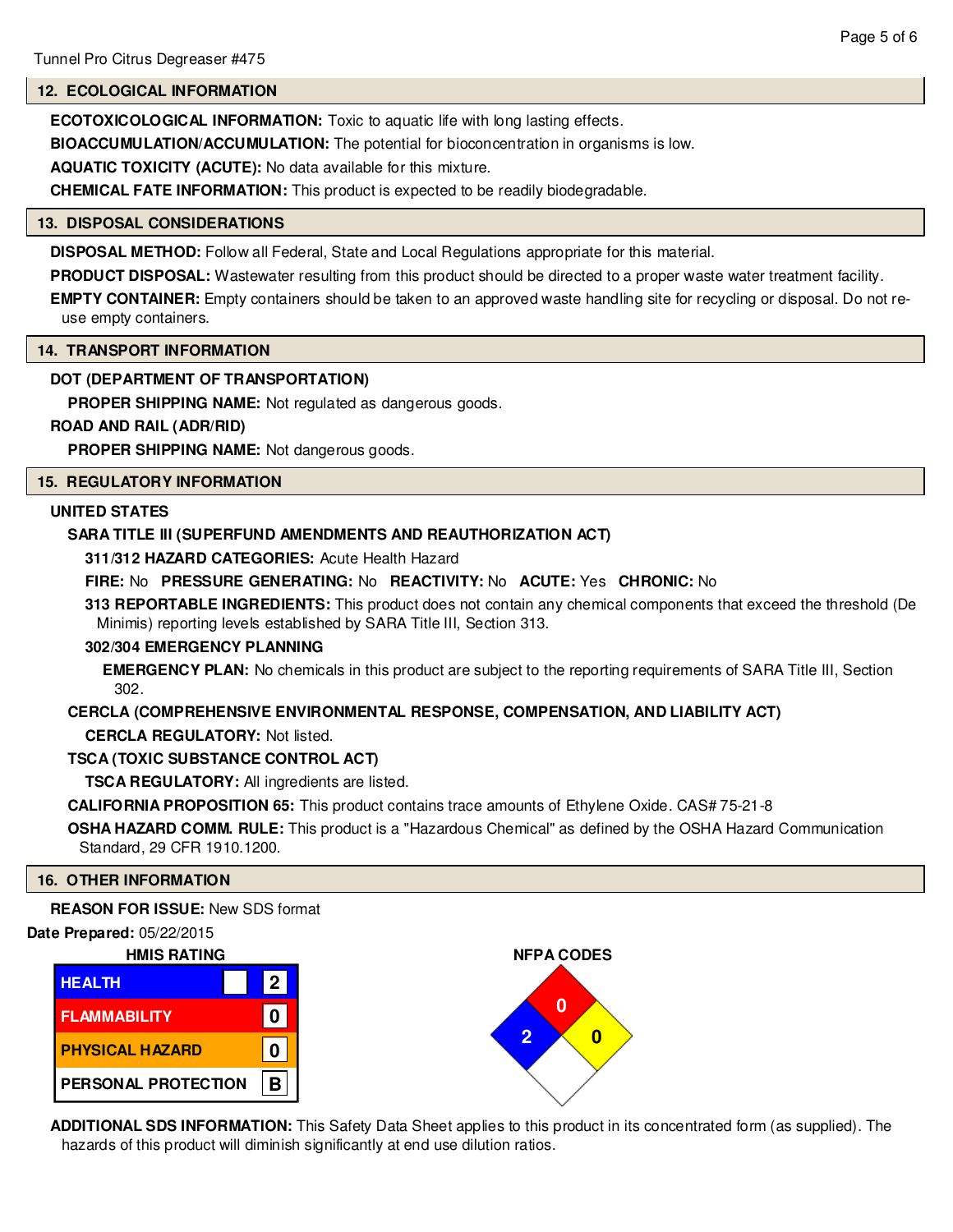Tunnel Pro Citrus Degreaser #475

## 12. ECOLOGICAL INFORMATION

**ECOTOXICOLOGICAL INFORMATION:** Toxic to aquatic life with long lasting effects.

**BIOACCUMULATION/ACCUMULATION:** The potential for bioconcentration in organisms is low.

**AQUATIC TOXICITY (ACUTE):** No data available for this mixture.

**CHEMICAL FATE INFORMATION:** This product is expected to be readily biodegradable.

## 13. DISPOSAL CONSIDERATIONS

**DISPOSAL METHOD:** Follow all Federal, State and Local Regulations appropriate for this material.

**PRODUCT DISPOSAL:** Wastewater resulting from this product should be directed to a proper waste water treatment facility.

**EMPTY CONTAINER:** Empty containers should be taken to an approved waste handling site for recycling or disposal. Do not re-use empty containers.

## 14. TRANSPORT INFORMATION

**DOT (DEPARTMENT OF TRANSPORTATION)**

**PROPER SHIPPING NAME:** Not regulated as dangerous goods.

**ROAD AND RAIL (ADR/RID)**

**PROPER SHIPPING NAME:** Not dangerous goods.

## 15. REGULATORY INFORMATION

**UNITED STATES**

**SARA TITLE III (SUPERFUND AMENDMENTS AND REAUTHORIZATION ACT)**

**311/312 HAZARD CATEGORIES:** Acute Health Hazard

**FIRE:** No **PRESSURE GENERATING:** No **REACTIVITY:** No **ACUTE:** Yes **CHRONIC:** No

**313 REPORTABLE INGREDIENTS:** This product does not contain any chemical components that exceed the threshold (De Minimis) reporting levels established by SARA Title III, Section 313.

**302/304 EMERGENCY PLANNING**

**EMERGENCY PLAN:** No chemicals in this product are subject to the reporting requirements of SARA Title III, Section 302.

**CERCLA (COMPREHENSIVE ENVIRONMENTAL RESPONSE, COMPENSATION, AND LIABILITY ACT)**

**CERCLA REGULATORY:** Not listed.

**TSCA (TOXIC SUBSTANCE CONTROL ACT)**

**TSCA REGULATORY:** All ingredients are listed.

**CALIFORNIA PROPOSITION 65:** This product contains trace amounts of Ethylene Oxide. CAS# 75-21-8

**OSHA HAZARD COMM. RULE:** This product is a "Hazardous Chemical" as defined by the OSHA Hazard Communication Standard, 29 CFR 1910.1200.

## 16. OTHER INFORMATION

**REASON FOR ISSUE:** New SDS format

**Date Prepared:** 05/22/2015

**HMIS RATING**

| HMIS RATING | |
|---|---|
| HEALTH | 2 |
| FLAMMABILITY | 0 |
| PHYSICAL HAZARD | 0 |
| PERSONAL PROTECTION | B |

**NFPA CODES**

| NFPA CODES | |
|---|---|
| Health (blue) | 2 |
| Flammability (red) | 0 |
| Instability (yellow) | 0 |
| Special (white) | |

**ADDITIONAL SDS INFORMATION:** This Safety Data Sheet applies to this product in its concentrated form (as supplied). The hazards of this product will diminish significantly at end use dilution ratios.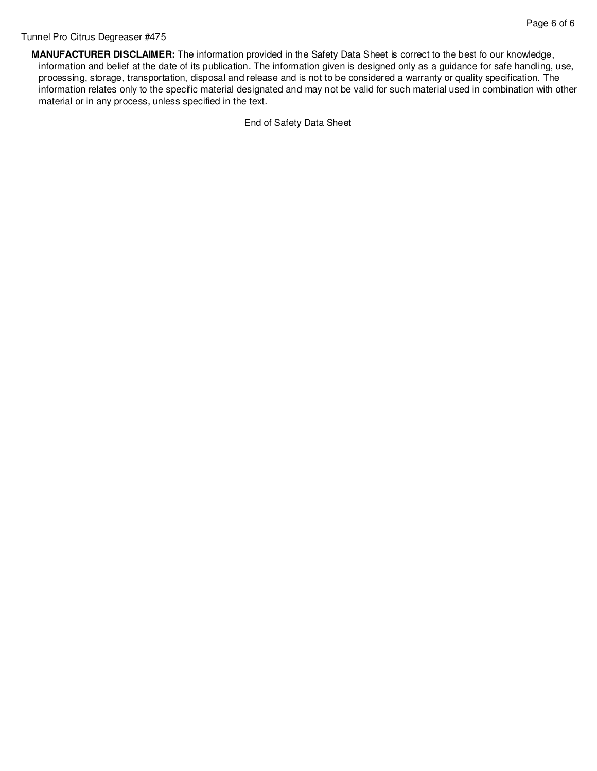**MANUFACTURER DISCLAIMER:** The information provided in the Safety Data Sheet is correct to the best fo our knowledge, information and belief at the date of its publication. The information given is designed only as a guidance for safe handling, use, processing, storage, transportation, disposal and release and is not to be considered a warranty or quality specification. The information relates only to the specific material designated and may not be valid for such material used in combination with other material or in any process, unless specified in the text.

End of Safety Data Sheet